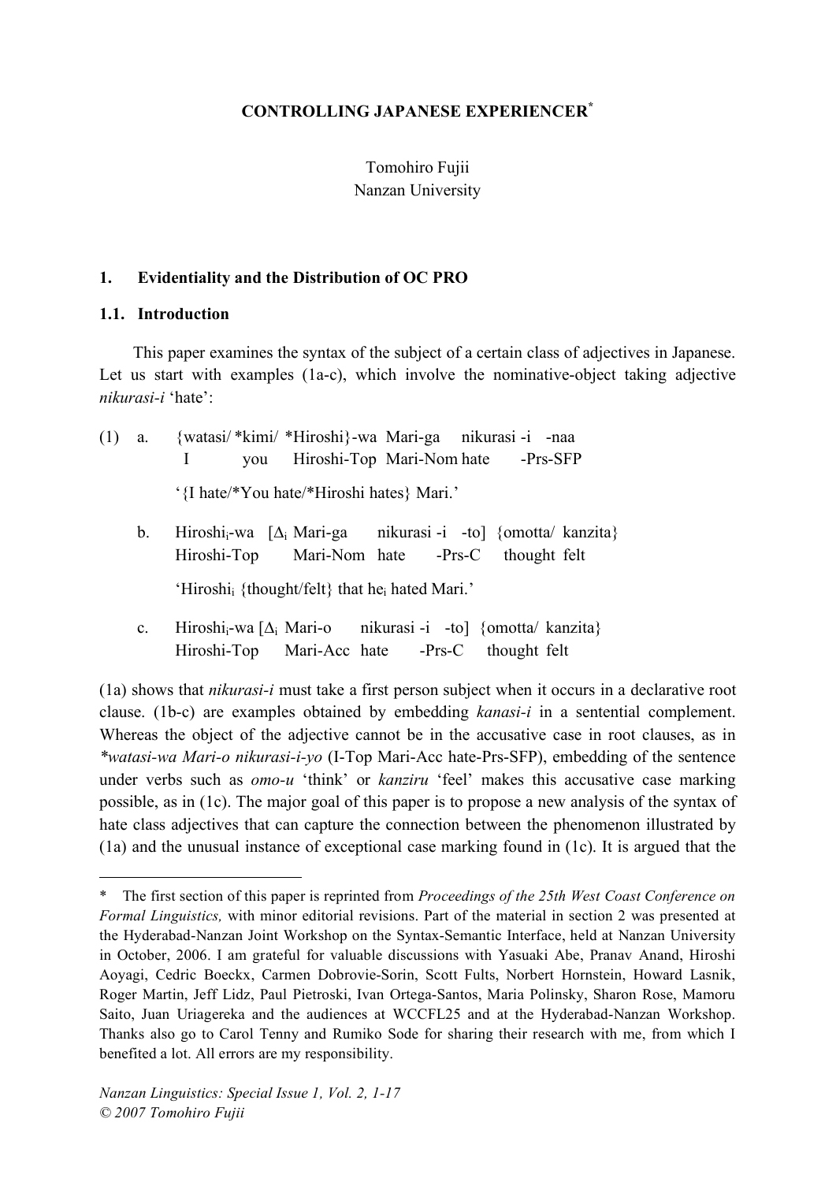# CONTROLLING JAPANESE EXPERIENCER*

Tomohiro Fujii
Nanzan University

## 1. Evidentiality and the Distribution of OC PRO

### 1.1. Introduction

This paper examines the syntax of the subject of a certain class of adjectives in Japanese. Let us start with examples (1a-c), which involve the nominative-object taking adjective *nikurasi-i* 'hate':

(1) a. {watasi/ *kimi/ *Hiroshi}-wa Mari-ga nikurasi -i -naa
I you Hiroshi-Top Mari-Nom hate -Prs-SFP

'{I hate/*You hate/*Hiroshi hates} Mari.'

b. Hiroshi$_i$-wa [$\Delta_i$ Mari-ga nikurasi -i -to] {omotta/ kanzita}
Hiroshi-Top Mari-Nom hate -Prs-C thought felt

'Hiroshi$_i$ {thought/felt} that he$_i$ hated Mari.'

c. Hiroshi$_i$-wa [$\Delta_i$ Mari-o nikurasi -i -to] {omotta/ kanzita}
Hiroshi-Top Mari-Acc hate -Prs-C thought felt

(1a) shows that *nikurasi-i* must take a first person subject when it occurs in a declarative root clause. (1b-c) are examples obtained by embedding *kanasi-i* in a sentential complement. Whereas the object of the adjective cannot be in the accusative case in root clauses, as in *\*watasi-wa Mari-o nikurasi-i-yo* (I-Top Mari-Acc hate-Prs-SFP), embedding of the sentence under verbs such as *omo-u* 'think' or *kanziru* 'feel' makes this accusative case marking possible, as in (1c). The major goal of this paper is to propose a new analysis of the syntax of hate class adjectives that can capture the connection between the phenomenon illustrated by (1a) and the unusual instance of exceptional case marking found in (1c). It is argued that the

---

\* The first section of this paper is reprinted from *Proceedings of the 25th West Coast Conference on Formal Linguistics,* with minor editorial revisions. Part of the material in section 2 was presented at the Hyderabad-Nanzan Joint Workshop on the Syntax-Semantic Interface, held at Nanzan University in October, 2006. I am grateful for valuable discussions with Yasuaki Abe, Pranav Anand, Hiroshi Aoyagi, Cedric Boeckx, Carmen Dobrovie-Sorin, Scott Fults, Norbert Hornstein, Howard Lasnik, Roger Martin, Jeff Lidz, Paul Pietroski, Ivan Ortega-Santos, Maria Polinsky, Sharon Rose, Mamoru Saito, Juan Uriagereka and the audiences at WCCFL25 and at the Hyderabad-Nanzan Workshop. Thanks also go to Carol Tenny and Rumiko Sode for sharing their research with me, from which I benefited a lot. All errors are my responsibility.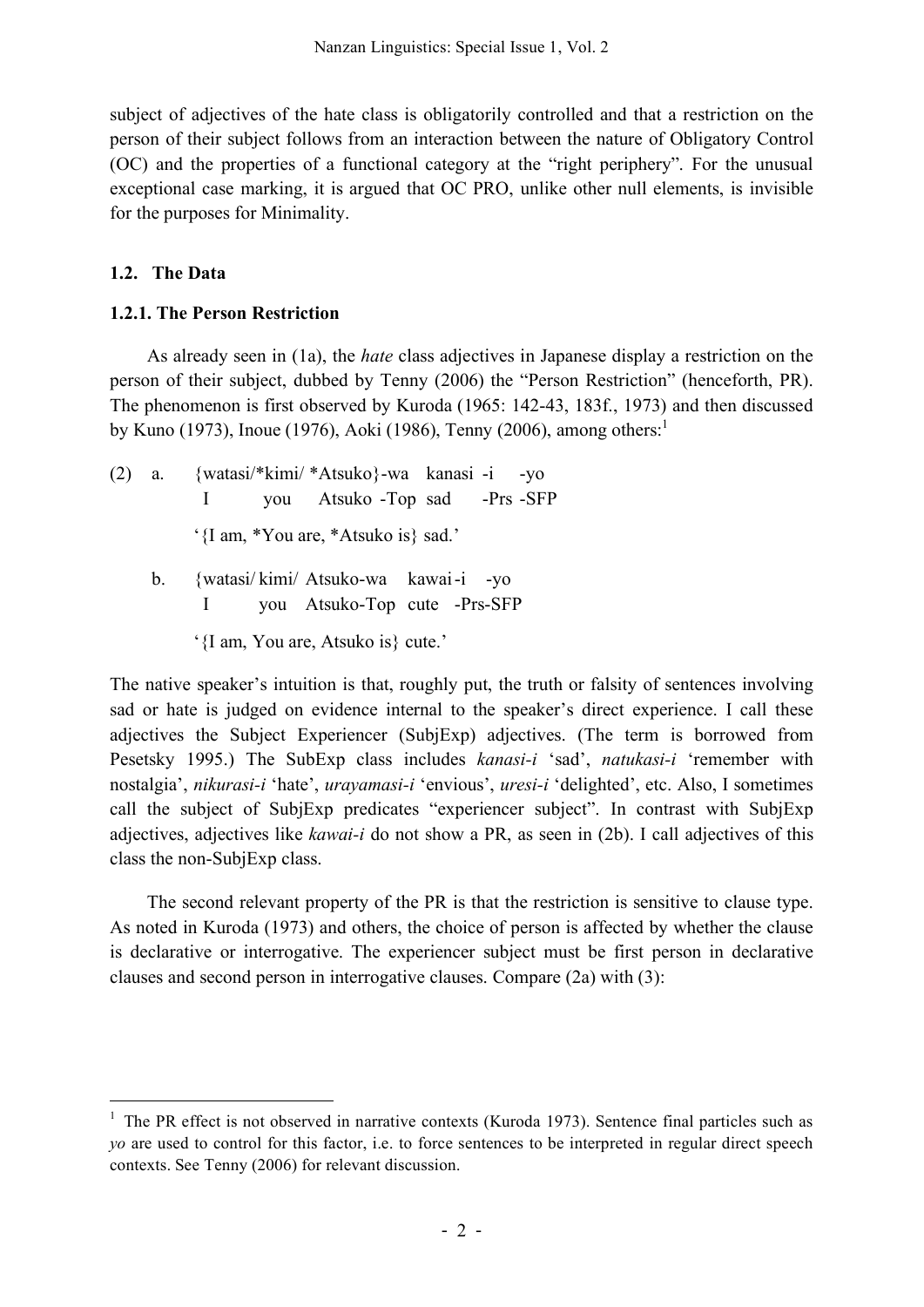subject of adjectives of the hate class is obligatorily controlled and that a restriction on the person of their subject follows from an interaction between the nature of Obligatory Control (OC) and the properties of a functional category at the "right periphery". For the unusual exceptional case marking, it is argued that OC PRO, unlike other null elements, is invisible for the purposes for Minimality.

### 1.2. The Data

#### 1.2.1. The Person Restriction

As already seen in (1a), the *hate* class adjectives in Japanese display a restriction on the person of their subject, dubbed by Tenny (2006) the "Person Restriction" (henceforth, PR). The phenomenon is first observed by Kuroda (1965: 142-43, 183f., 1973) and then discussed by Kuno (1973), Inoue (1976), Aoki (1986), Tenny (2006), among others:[1]

(2) a. {watasi/*kimi/ *Atsuko}-wa kanasi -i -yo
  I you Atsuko -Top sad -Prs -SFP

  '{I am, *You are, *Atsuko is} sad.'

 b. {watasi/ kimi/ Atsuko-wa kawai-i -yo
  I you Atsuko-Top cute -Prs-SFP

  '{I am, You are, Atsuko is} cute.'

The native speaker's intuition is that, roughly put, the truth or falsity of sentences involving sad or hate is judged on evidence internal to the speaker's direct experience. I call these adjectives the Subject Experiencer (SubjExp) adjectives. (The term is borrowed from Pesetsky 1995.) The SubExp class includes *kanasi-i* 'sad', *natukasi-i* 'remember with nostalgia', *nikurasi-i* 'hate', *urayamasi-i* 'envious', *uresi-i* 'delighted', etc. Also, I sometimes call the subject of SubjExp predicates "experiencer subject". In contrast with SubjExp adjectives, adjectives like *kawai-i* do not show a PR, as seen in (2b). I call adjectives of this class the non-SubjExp class.

The second relevant property of the PR is that the restriction is sensitive to clause type. As noted in Kuroda (1973) and others, the choice of person is affected by whether the clause is declarative or interrogative. The experiencer subject must be first person in declarative clauses and second person in interrogative clauses. Compare (2a) with (3):

---

[1] The PR effect is not observed in narrative contexts (Kuroda 1973). Sentence final particles such as *yo* are used to control for this factor, i.e. to force sentences to be interpreted in regular direct speech contexts. See Tenny (2006) for relevant discussion.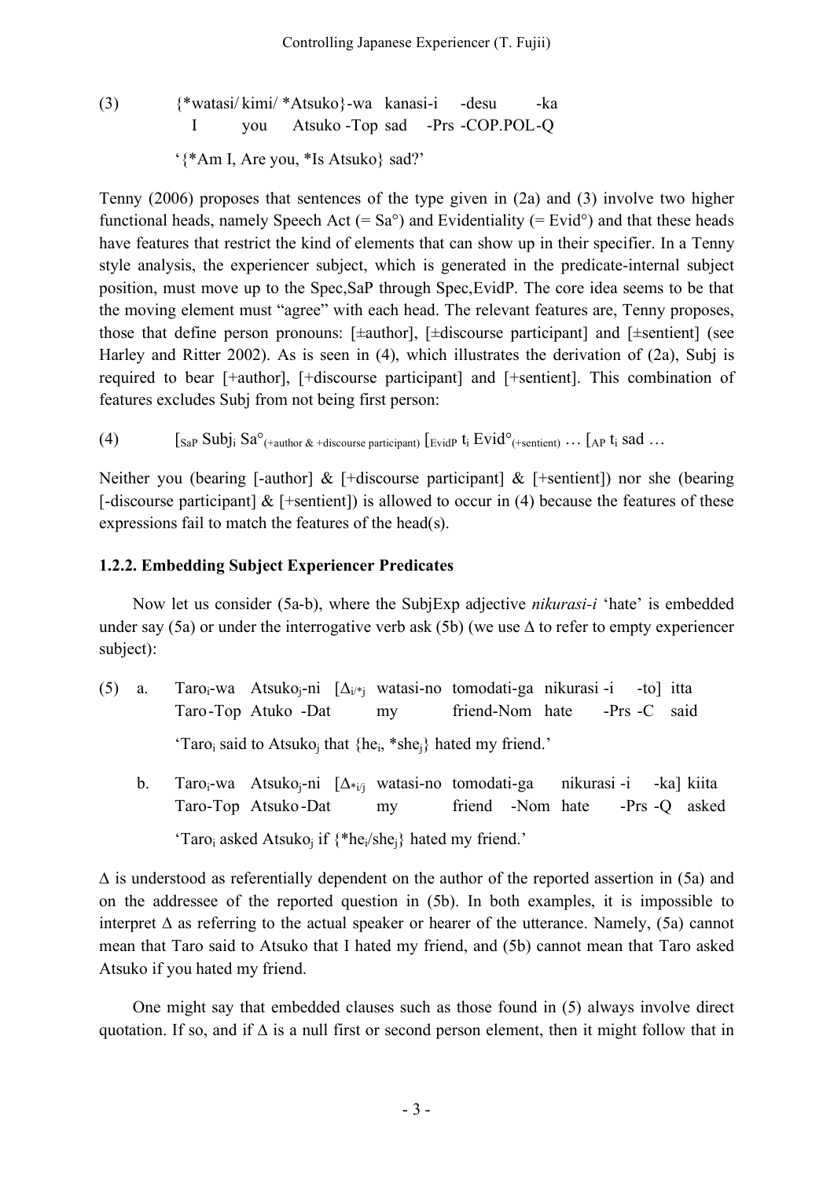(3) {*watasi/ kimi/ *Atsuko}-wa kanasi-i -desu -ka
    I you Atsuko -Top sad -Prs -COP.POL-Q

'{*Am I, Are you, *Is Atsuko} sad?'

Tenny (2006) proposes that sentences of the type given in (2a) and (3) involve two higher functional heads, namely Speech Act (= Sa°) and Evidentiality (= Evid°) and that these heads have features that restrict the kind of elements that can show up in their specifier. In a Tenny style analysis, the experiencer subject, which is generated in the predicate-internal subject position, must move up to the Spec,SaP through Spec,EvidP. The core idea seems to be that the moving element must "agree" with each head. The relevant features are, Tenny proposes, those that define person pronouns: [±author], [±discourse participant] and [±sentient] (see Harley and Ritter 2002). As is seen in (4), which illustrates the derivation of (2a), Subj is required to bear [+author], [+discourse participant] and [+sentient]. This combination of features excludes Subj from not being first person:

(4) $[_{SaP}$ $\text{Subj}_i$ $\text{Sa}°_{(+\text{author} \,\&\, +\text{discourse participant})}$ $[_{EvidP}$ $t_i$ $\text{Evid}°_{(+\text{sentient})}$ … $[_{AP}$ $t_i$ sad …

Neither you (bearing [-author] & [+discourse participant] & [+sentient]) nor she (bearing [-discourse participant] & [+sentient]) is allowed to occur in (4) because the features of these expressions fail to match the features of the head(s).

### 1.2.2. Embedding Subject Experiencer Predicates

Now let us consider (5a-b), where the SubjExp adjective *nikurasi-i* 'hate' is embedded under say (5a) or under the interrogative verb ask (5b) (we use Δ to refer to empty experiencer subject):

(5) a. $\text{Taro}_i$-wa $\text{Atsuko}_j$-ni [$\Delta_{i/*j}$ watasi-no tomodati-ga nikurasi -i -to] itta
    Taro-Top Atuko -Dat my friend-Nom hate -Prs -C said

'$\text{Taro}_i$ said to $\text{Atsuko}_j$ that {$\text{he}_i$, *$\text{she}_j$} hated my friend.'

b. $\text{Taro}_i$-wa $\text{Atsuko}_j$-ni [$\Delta_{*i/j}$ watasi-no tomodati-ga nikurasi -i -ka] kiita
    Taro-Top Atsuko-Dat my friend -Nom hate -Prs -Q asked

'$\text{Taro}_i$ asked $\text{Atsuko}_j$ if {*$\text{he}_i$/$\text{she}_j$} hated my friend.'

Δ is understood as referentially dependent on the author of the reported assertion in (5a) and on the addressee of the reported question in (5b). In both examples, it is impossible to interpret Δ as referring to the actual speaker or hearer of the utterance. Namely, (5a) cannot mean that Taro said to Atsuko that I hated my friend, and (5b) cannot mean that Taro asked Atsuko if you hated my friend.

One might say that embedded clauses such as those found in (5) always involve direct quotation. If so, and if Δ is a null first or second person element, then it might follow that in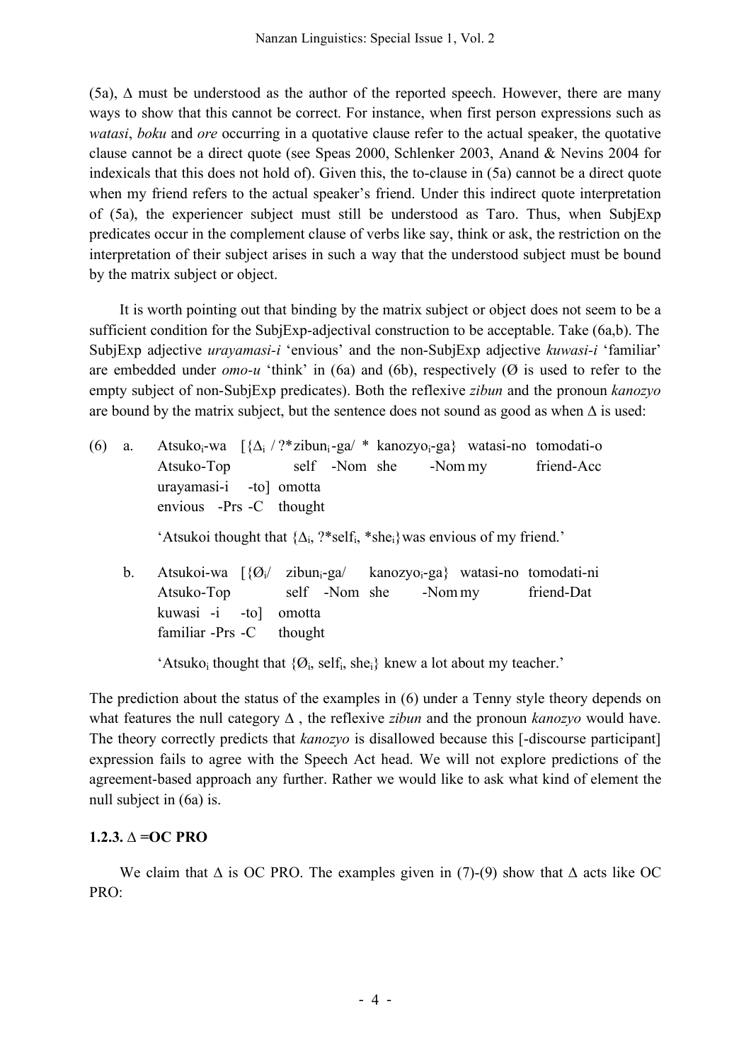(5a), Δ must be understood as the author of the reported speech. However, there are many ways to show that this cannot be correct. For instance, when first person expressions such as *watasi*, *boku* and *ore* occurring in a quotative clause refer to the actual speaker, the quotative clause cannot be a direct quote (see Speas 2000, Schlenker 2003, Anand & Nevins 2004 for indexicals that this does not hold of). Given this, the to-clause in (5a) cannot be a direct quote when my friend refers to the actual speaker's friend. Under this indirect quote interpretation of (5a), the experiencer subject must still be understood as Taro. Thus, when SubjExp predicates occur in the complement clause of verbs like say, think or ask, the restriction on the interpretation of their subject arises in such a way that the understood subject must be bound by the matrix subject or object.

It is worth pointing out that binding by the matrix subject or object does not seem to be a sufficient condition for the SubjExp-adjectival construction to be acceptable. Take (6a,b). The SubjExp adjective *urayamasi-i* 'envious' and the non-SubjExp adjective *kuwasi-i* 'familiar' are embedded under *omo-u* 'think' in (6a) and (6b), respectively (Ø is used to refer to the empty subject of non-SubjExp predicates). Both the reflexive *zibun* and the pronoun *kanozyo* are bound by the matrix subject, but the sentence does not sound as good as when Δ is used:

(6) a. Atsuko$_i$-wa [{Δ$_i$ / ?*zibun$_i$-ga/ * kanozyo$_i$-ga} watasi-no tomodati-o urayamasi-i -to] omotta
    Atsuko-Top self -Nom she -Nom my friend-Acc envious -Prs -C thought

'Atsuko$_i$ thought that {Δ$_i$, ?*self$_i$, *she$_i$} was envious of my friend.'

b. Atsuko$_i$-wa [{Ø$_i$/ zibun$_i$-ga/ kanozyo$_i$-ga} watasi-no tomodati-ni kuwasi -i -to] omotta
    Atsuko-Top self -Nom she -Nom my friend-Dat familiar -Prs -C thought

'Atsuko$_i$ thought that {Ø$_i$, self$_i$, she$_i$} knew a lot about my teacher.'

The prediction about the status of the examples in (6) under a Tenny style theory depends on what features the null category Δ , the reflexive *zibun* and the pronoun *kanozyo* would have. The theory correctly predicts that *kanozyo* is disallowed because this [-discourse participant] expression fails to agree with the Speech Act head. We will not explore predictions of the agreement-based approach any further. Rather we would like to ask what kind of element the null subject in (6a) is.

### 1.2.3. Δ =OC PRO

We claim that Δ is OC PRO. The examples given in (7)-(9) show that Δ acts like OC PRO: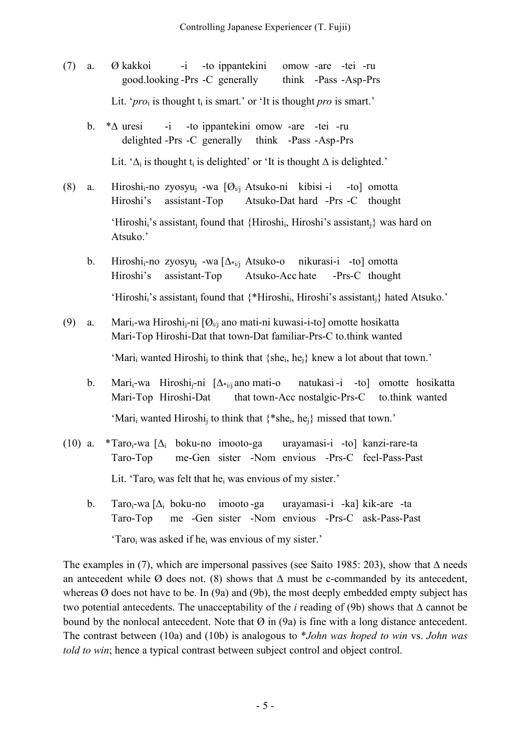(7) a. Ø kakkoi -i -to ippantekini omow -are -tei -ru
   good.looking -Prs -C generally think -Pass -Asp-Prs

   Lit. '*pro*$_i$ is thought t$_i$ is smart.' or 'It is thought *pro* is smart.'

b. *Δ uresi -i -to ippantekini omow -are -tei -ru
   delighted -Prs -C generally think -Pass -Asp-Prs

   Lit. 'Δ$_i$ is thought t$_i$ is delighted' or 'It is thought Δ is delighted.'

(8) a. Hiroshi$_i$-no zyosyu$_j$ -wa [Ø$_{i/j}$ Atsuko-ni kibisi -i -to] omotta
   Hiroshi's assistant-Top Atsuko-Dat hard -Prs -C thought

   'Hiroshi$_i$'s assistant$_j$ found that {Hiroshi$_i$, Hiroshi's assistant$_j$} was hard on Atsuko.'

b. Hiroshi$_i$-no zyosyu$_j$ -wa [Δ$_{*i/j}$ Atsuko-o nikurasi-i -to] omotta
   Hiroshi's assistant-Top Atsuko-Acc hate -Prs-C thought

   'Hiroshi$_i$'s assistant$_j$ found that {*Hiroshi$_i$, Hiroshi's assistant$_j$} hated Atsuko.'

(9) a. Mari$_i$-wa Hiroshi$_j$-ni [Ø$_{i/j}$ ano mati-ni kuwasi-i-to] omotte hosikatta
   Mari-Top Hiroshi-Dat that town-Dat familiar-Prs-C to.think wanted

   'Mari$_i$ wanted Hiroshi$_j$ to think that {she$_i$, he$_j$} knew a lot about that town.'

b. Mari$_i$-wa Hiroshi$_j$-ni [Δ$_{*i/j}$ ano mati-o natukasi -i -to] omotte hosikatta
   Mari-Top Hiroshi-Dat that town-Acc nostalgic-Prs-C to.think wanted

   'Mari$_i$ wanted Hiroshi$_j$ to think that {*she$_i$, he$_j$} missed that town.'

(10) a. *Taro$_i$-wa [Δ$_i$ boku-no imooto-ga urayamasi-i -to] kanzi-rare-ta
   Taro-Top me-Gen sister -Nom envious -Prs-C feel-Pass-Past

   Lit. 'Taro$_i$ was felt that he$_i$ was envious of my sister.'

b. Taro$_i$-wa [Δ$_i$ boku-no imooto-ga urayamasi-i -ka] kik-are -ta
   Taro-Top me -Gen sister -Nom envious -Prs-C ask-Pass-Past

   'Taro$_i$ was asked if he$_i$ was envious of my sister.'

The examples in (7), which are impersonal passives (see Saito 1985: 203), show that Δ needs an antecedent while Ø does not. (8) shows that Δ must be c-commanded by its antecedent, whereas Ø does not have to be. In (9a) and (9b), the most deeply embedded empty subject has two potential antecedents. The unacceptability of the *i* reading of (9b) shows that Δ cannot be bound by the nonlocal antecedent. Note that Ø in (9a) is fine with a long distance antecedent. The contrast between (10a) and (10b) is analogous to **John was hoped to win* vs. *John was told to win*; hence a typical contrast between subject control and object control.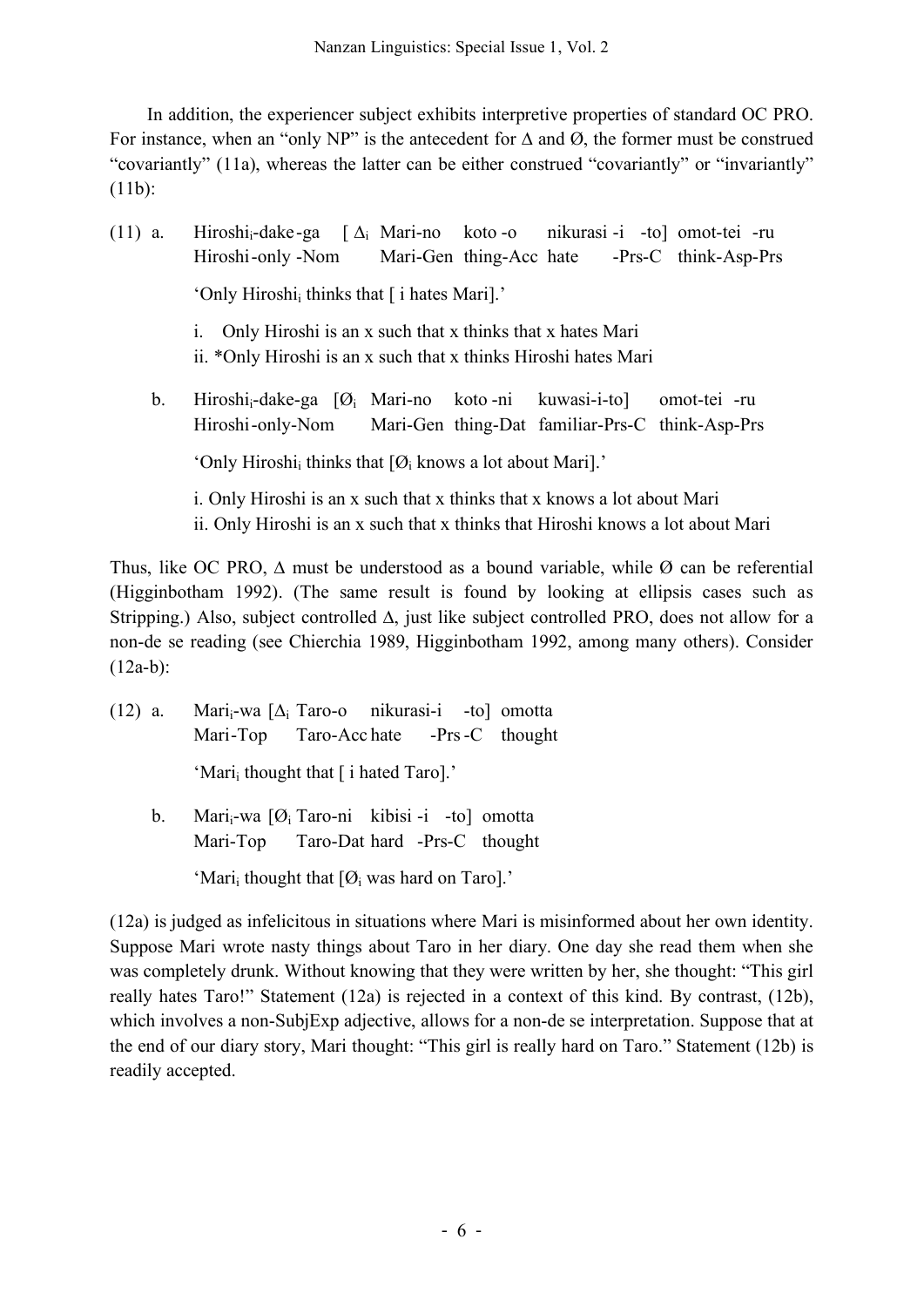In addition, the experiencer subject exhibits interpretive properties of standard OC PRO. For instance, when an "only NP" is the antecedent for Δ and Ø, the former must be construed "covariantly" (11a), whereas the latter can be either construed "covariantly" or "invariantly" (11b):

(11) a. Hiroshi$_i$-dake-ga [ Δ$_i$ Mari-no koto-o nikurasi-i -to] omot-tei -ru
Hiroshi-only-Nom Mari-Gen thing-Acc hate -Prs-C think-Asp-Prs

'Only Hiroshi$_i$ thinks that [ i hates Mari].'

i. Only Hiroshi is an x such that x thinks that x hates Mari
ii. *Only Hiroshi is an x such that x thinks Hiroshi hates Mari

b. Hiroshi$_i$-dake-ga [Ø$_i$ Mari-no koto-ni kuwasi-i-to] omot-tei -ru
Hiroshi-only-Nom Mari-Gen thing-Dat familiar-Prs-C think-Asp-Prs

'Only Hiroshi$_i$ thinks that [Ø$_i$ knows a lot about Mari].'

i. Only Hiroshi is an x such that x thinks that x knows a lot about Mari
ii. Only Hiroshi is an x such that x thinks that Hiroshi knows a lot about Mari

Thus, like OC PRO, Δ must be understood as a bound variable, while Ø can be referential (Higginbotham 1992). (The same result is found by looking at ellipsis cases such as Stripping.) Also, subject controlled Δ, just like subject controlled PRO, does not allow for a non-de se reading (see Chierchia 1989, Higginbotham 1992, among many others). Consider (12a-b):

(12) a. Mari$_i$-wa [Δ$_i$ Taro-o nikurasi-i -to] omotta
Mari-Top Taro-Acc hate -Prs-C thought

'Mari$_i$ thought that [ i hated Taro].'

b. Mari$_i$-wa [Ø$_i$ Taro-ni kibisi-i -to] omotta
Mari-Top Taro-Dat hard -Prs-C thought

'Mari$_i$ thought that [Ø$_i$ was hard on Taro].'

(12a) is judged as infelicitous in situations where Mari is misinformed about her own identity. Suppose Mari wrote nasty things about Taro in her diary. One day she read them when she was completely drunk. Without knowing that they were written by her, she thought: "This girl really hates Taro!" Statement (12a) is rejected in a context of this kind. By contrast, (12b), which involves a non-SubjExp adjective, allows for a non-de se interpretation. Suppose that at the end of our diary story, Mari thought: "This girl is really hard on Taro." Statement (12b) is readily accepted.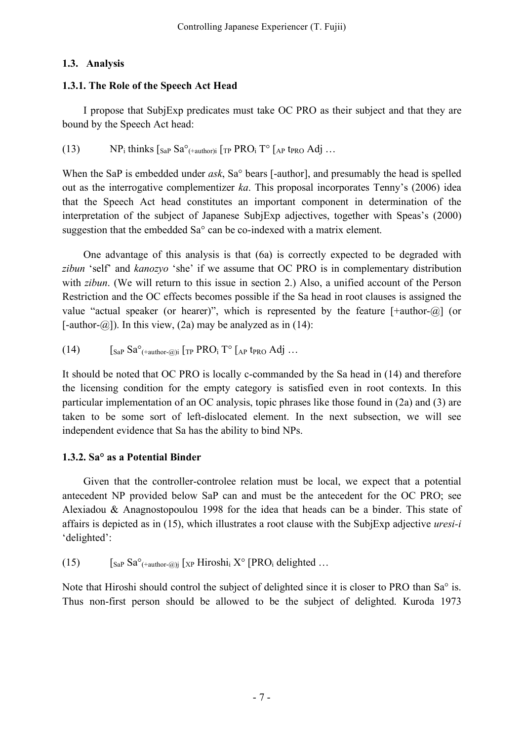## 1.3. Analysis

### 1.3.1. The Role of the Speech Act Head

I propose that SubjExp predicates must take OC PRO as their subject and that they are bound by the Speech Act head:

(13) $\text{NP}_i$ thinks $[_{\text{SaP}}\ \text{Sa}°_{(+\text{author})i}\ [_{\text{TP}}\ \text{PRO}_i\ \text{T}°\ [_{\text{AP}}\ t_{\text{PRO}}\ \text{Adj} \ldots$

When the SaP is embedded under *ask*, Sa° bears [-author], and presumably the head is spelled out as the interrogative complementizer *ka*. This proposal incorporates Tenny's (2006) idea that the Speech Act head constitutes an important component in determination of the interpretation of the subject of Japanese SubjExp adjectives, together with Speas's (2000) suggestion that the embedded Sa° can be co-indexed with a matrix element.

One advantage of this analysis is that (6a) is correctly expected to be degraded with *zibun* 'self' and *kanozyo* 'she' if we assume that OC PRO is in complementary distribution with *zibun*. (We will return to this issue in section 2.) Also, a unified account of the Person Restriction and the OC effects becomes possible if the Sa head in root clauses is assigned the value "actual speaker (or hearer)", which is represented by the feature [+author-@] (or [-author-@]). In this view, (2a) may be analyzed as in (14):

(14) $[_{\text{SaP}}\ \text{Sa}°_{(+\text{author-}@)i}\ [_{\text{TP}}\ \text{PRO}_i\ \text{T}°\ [_{\text{AP}}\ t_{\text{PRO}}\ \text{Adj} \ldots$

It should be noted that OC PRO is locally c-commanded by the Sa head in (14) and therefore the licensing condition for the empty category is satisfied even in root contexts. In this particular implementation of an OC analysis, topic phrases like those found in (2a) and (3) are taken to be some sort of left-dislocated element. In the next subsection, we will see independent evidence that Sa has the ability to bind NPs.

### 1.3.2. Sa° as a Potential Binder

Given that the controller-controlee relation must be local, we expect that a potential antecedent NP provided below SaP can and must be the antecedent for the OC PRO; see Alexiadou & Anagnostopoulou 1998 for the idea that heads can be a binder. This state of affairs is depicted as in (15), which illustrates a root clause with the SubjExp adjective *uresi-i* 'delighted':

(15) $[_{\text{SaP}}\ \text{Sa}°_{(+\text{author-}@)j}\ [_{\text{XP}}\ \text{Hiroshi}_i\ \text{X}°\ [\text{PRO}_i\ \text{delighted} \ldots$

Note that Hiroshi should control the subject of delighted since it is closer to PRO than Sa° is. Thus non-first person should be allowed to be the subject of delighted. Kuroda 1973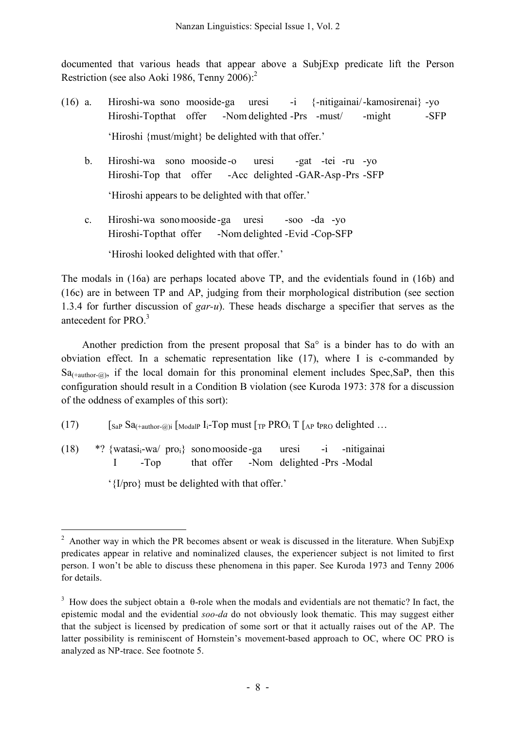documented that various heads that appear above a SubjExp predicate lift the Person Restriction (see also Aoki 1986, Tenny 2006):[2]

(16) a. Hiroshi-wa sono mooside-ga uresi -i {-nitigainai/-kamosirenai} -yo
Hiroshi-Top that offer -Nom delighted -Prs -must/ -might -SFP

'Hiroshi {must/might} be delighted with that offer.'

b. Hiroshi-wa sono mooside-o uresi -gat -tei -ru -yo
Hiroshi-Top that offer -Acc delighted -GAR-Asp-Prs -SFP

'Hiroshi appears to be delighted with that offer.'

c. Hiroshi-wa sono mooside-ga uresi -soo -da -yo
Hiroshi-Top that offer -Nom delighted -Evid -Cop-SFP

'Hiroshi looked delighted with that offer.'

The modals in (16a) are perhaps located above TP, and the evidentials found in (16b) and (16c) are in between TP and AP, judging from their morphological distribution (see section 1.3.4 for further discussion of *gar-u*). These heads discharge a specifier that serves as the antecedent for PRO.[3]

Another prediction from the present proposal that Sa° is a binder has to do with an obviation effect. In a schematic representation like (17), where I is c-commanded by $Sa_{(+author-@)}$, if the local domain for this pronominal element includes Spec,SaP, then this configuration should result in a Condition B violation (see Kuroda 1973: 378 for a discussion of the oddness of examples of this sort):

(17) $[_{SaP}$ $Sa_{(+author-@)i}$ $[_{ModalP}$ $I_i$-Top must $[_{TP}$ $PRO_i$ T $[_{AP}$ $t_{PRO}$ delighted …

(18) \*? {watasi$_i$-wa/ pro$_i$} sono mooside-ga uresi -i -nitigainai
I -Top that offer -Nom delighted -Prs -Modal

'{I/pro} must be delighted with that offer.'

---

[2] Another way in which the PR becomes absent or weak is discussed in the literature. When SubjExp predicates appear in relative and nominalized clauses, the experiencer subject is not limited to first person. I won't be able to discuss these phenomena in this paper. See Kuroda 1973 and Tenny 2006 for details.

[3] How does the subject obtain a θ-role when the modals and evidentials are not thematic? In fact, the epistemic modal and the evidential *soo-da* do not obviously look thematic. This may suggest either that the subject is licensed by predication of some sort or that it actually raises out of the AP. The latter possibility is reminiscent of Hornstein's movement-based approach to OC, where OC PRO is analyzed as NP-trace. See footnote 5.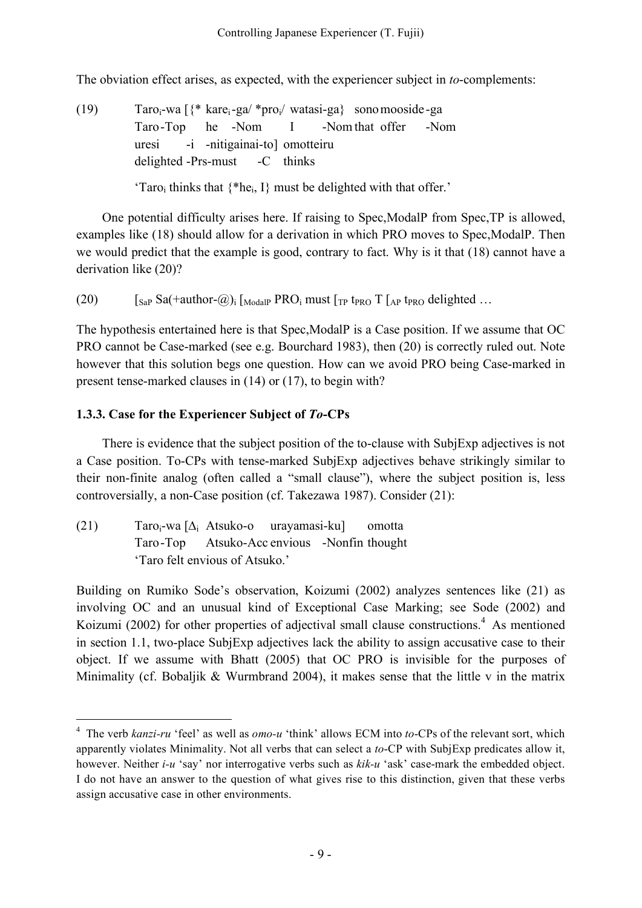The obviation effect arises, as expected, with the experiencer subject in *to*-complements:

(19) Taro$_i$-wa [{* kare$_i$-ga/ *pro$_i$/ watasi-ga} sono mooside-ga
     Taro-Top he -Nom I -Nom that offer -Nom
     uresi -i -nitigainai-to] omotteiru
     delighted -Prs-must -C thinks

     'Taro$_i$ thinks that {*he$_i$, I} must be delighted with that offer.'

One potential difficulty arises here. If raising to Spec,ModalP from Spec,TP is allowed, examples like (18) should allow for a derivation in which PRO moves to Spec,ModalP. Then we would predict that the example is good, contrary to fact. Why is it that (18) cannot have a derivation like (20)?

(20) [$_{SaP}$ Sa(+author-@)$_i$ [$_{ModalP}$ PRO$_i$ must [$_{TP}$ t$_{PRO}$ T [$_{AP}$ t$_{PRO}$ delighted …

The hypothesis entertained here is that Spec,ModalP is a Case position. If we assume that OC PRO cannot be Case-marked (see e.g. Bourchard 1983), then (20) is correctly ruled out. Note however that this solution begs one question. How can we avoid PRO being Case-marked in present tense-marked clauses in (14) or (17), to begin with?

### 1.3.3. Case for the Experiencer Subject of *To*-CPs

There is evidence that the subject position of the to-clause with SubjExp adjectives is not a Case position. To-CPs with tense-marked SubjExp adjectives behave strikingly similar to their non-finite analog (often called a "small clause"), where the subject position is, less controversially, a non-Case position (cf. Takezawa 1987). Consider (21):

(21) Taro$_i$-wa [$\Delta_i$ Atsuko-o urayamasi-ku] omotta
     Taro-Top Atsuko-Acc envious -Nonfin thought
     'Taro felt envious of Atsuko.'

Building on Rumiko Sode's observation, Koizumi (2002) analyzes sentences like (21) as involving OC and an unusual kind of Exceptional Case Marking; see Sode (2002) and Koizumi (2002) for other properties of adjectival small clause constructions.[4] As mentioned in section 1.1, two-place SubjExp adjectives lack the ability to assign accusative case to their object. If we assume with Bhatt (2005) that OC PRO is invisible for the purposes of Minimality (cf. Bobaljik & Wurmbrand 2004), it makes sense that the little v in the matrix

---

[4] The verb *kanzi-ru* 'feel' as well as *omo-u* 'think' allows ECM into *to*-CPs of the relevant sort, which apparently violates Minimality. Not all verbs that can select a *to*-CP with SubjExp predicates allow it, however. Neither *i-u* 'say' nor interrogative verbs such as *kik-u* 'ask' case-mark the embedded object. I do not have an answer to the question of what gives rise to this distinction, given that these verbs assign accusative case in other environments.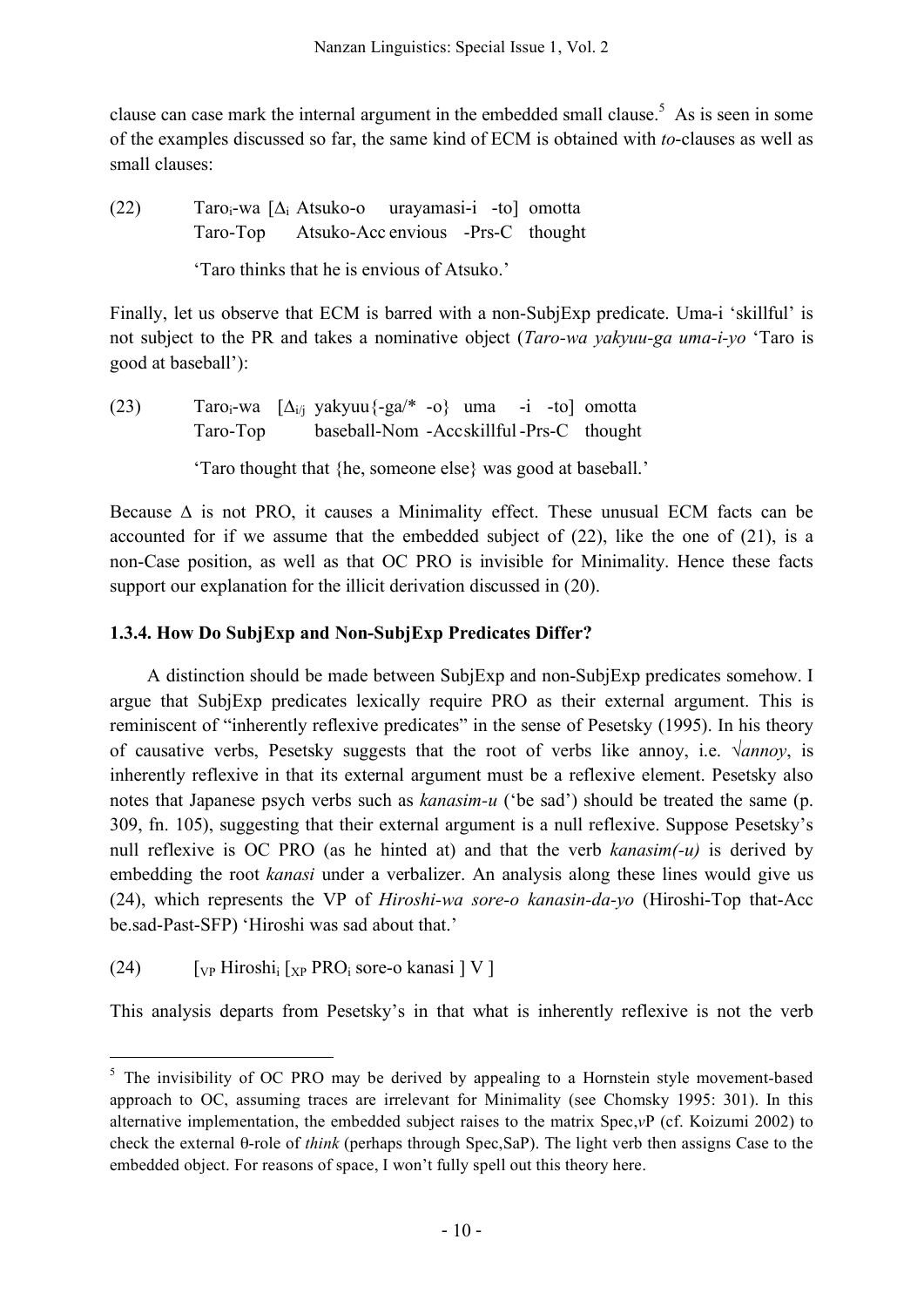clause can case mark the internal argument in the embedded small clause.[5] As is seen in some of the examples discussed so far, the same kind of ECM is obtained with *to*-clauses as well as small clauses:

(22) Taro$_i$-wa [Δ$_i$ Atsuko-o urayamasi-i -to] omotta
 Taro-Top Atsuko-Acc envious -Prs-C thought

 'Taro thinks that he is envious of Atsuko.'

Finally, let us observe that ECM is barred with a non-SubjExp predicate. Uma-i 'skillful' is not subject to the PR and takes a nominative object (*Taro-wa yakyuu-ga uma-i-yo* 'Taro is good at baseball'):

(23) Taro$_i$-wa [Δ$_{i/j}$ yakyuu{-ga/* -o} uma -i -to] omotta
 Taro-Top baseball-Nom -Acc skillful -Prs-C thought

 'Taro thought that {he, someone else} was good at baseball.'

Because Δ is not PRO, it causes a Minimality effect. These unusual ECM facts can be accounted for if we assume that the embedded subject of (22), like the one of (21), is a non-Case position, as well as that OC PRO is invisible for Minimality. Hence these facts support our explanation for the illicit derivation discussed in (20).

### 1.3.4. How Do SubjExp and Non-SubjExp Predicates Differ?

A distinction should be made between SubjExp and non-SubjExp predicates somehow. I argue that SubjExp predicates lexically require PRO as their external argument. This is reminiscent of "inherently reflexive predicates" in the sense of Pesetsky (1995). In his theory of causative verbs, Pesetsky suggests that the root of verbs like annoy, i.e. √*annoy*, is inherently reflexive in that its external argument must be a reflexive element. Pesetsky also notes that Japanese psych verbs such as *kanasim-u* ('be sad') should be treated the same (p. 309, fn. 105), suggesting that their external argument is a null reflexive. Suppose Pesetsky's null reflexive is OC PRO (as he hinted at) and that the verb *kanasim(-u)* is derived by embedding the root *kanasi* under a verbalizer. An analysis along these lines would give us (24), which represents the VP of *Hiroshi-wa sore-o kanasin-da-yo* (Hiroshi-Top that-Acc be.sad-Past-SFP) 'Hiroshi was sad about that.'

(24) [$_{VP}$ Hiroshi$_i$ [$_{XP}$ PRO$_i$ sore-o kanasi ] V ]

This analysis departs from Pesetsky's in that what is inherently reflexive is not the verb

[5] The invisibility of OC PRO may be derived by appealing to a Hornstein style movement-based approach to OC, assuming traces are irrelevant for Minimality (see Chomsky 1995: 301). In this alternative implementation, the embedded subject raises to the matrix Spec,*v*P (cf. Koizumi 2002) to check the external θ-role of *think* (perhaps through Spec,SaP). The light verb then assigns Case to the embedded object. For reasons of space, I won't fully spell out this theory here.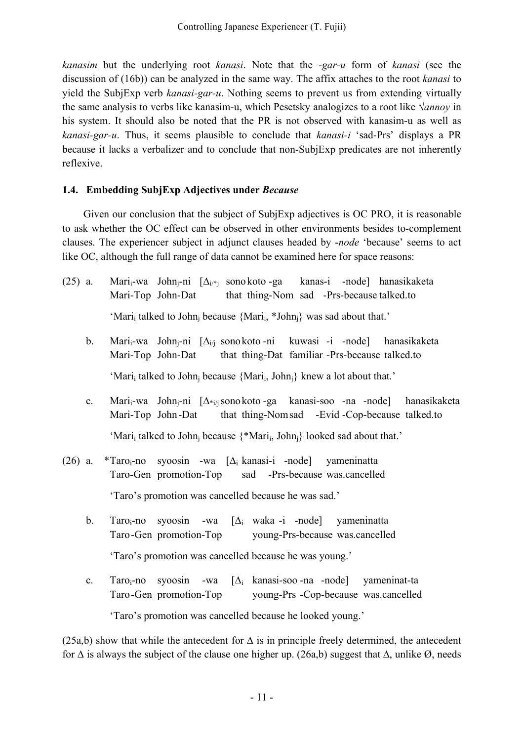*kanasim* but the underlying root *kanasi*. Note that the *-gar-u* form of *kanasi* (see the discussion of (16b)) can be analyzed in the same way. The affix attaches to the root *kanasi* to yield the SubjExp verb *kanasi-gar-u*. Nothing seems to prevent us from extending virtually the same analysis to verbs like kanasim-u, which Pesetsky analogizes to a root like √*annoy* in his system. It should also be noted that the PR is not observed with kanasim-u as well as *kanasi-gar-u*. Thus, it seems plausible to conclude that *kanasi-i* 'sad-Prs' displays a PR because it lacks a verbalizer and to conclude that non-SubjExp predicates are not inherently reflexive.

### 1.4. Embedding SubjExp Adjectives under *Because*

Given our conclusion that the subject of SubjExp adjectives is OC PRO, it is reasonable to ask whether the OC effect can be observed in other environments besides to-complement clauses. The experiencer subject in adjunct clauses headed by *-node* 'because' seems to act like OC, although the full range of data cannot be examined here for space reasons:

(25) a. Mari$_i$-wa John$_j$-ni [$\Delta_{i/*j}$ sono koto -ga kanas-i -node] hanasikaketa
Mari-Top John-Dat that thing-Nom sad -Prs-because talked.to

'Mari$_i$ talked to John$_j$ because {Mari$_i$, *John$_j$} was sad about that.'

b. Mari$_i$-wa John$_j$-ni [$\Delta_{i/j}$ sono koto -ni kuwasi -i -node] hanasikaketa
Mari-Top John-Dat that thing-Dat familiar -Prs-because talked.to

'Mari$_i$ talked to John$_j$ because {Mari$_i$, John$_j$} knew a lot about that.'

c. Mari$_i$-wa John$_j$-ni [$\Delta_{*i/j}$ sono koto -ga kanasi-soo -na -node] hanasikaketa
Mari-Top John-Dat that thing-Nom sad -Evid -Cop-because talked.to

'Mari$_i$ talked to John$_j$ because {*Mari$_i$, John$_j$} looked sad about that.'

(26) a. *Taro$_i$-no syoosin -wa [$\Delta_i$ kanasi-i -node] yameninatta
Taro-Gen promotion-Top sad -Prs-because was.cancelled

'Taro's promotion was cancelled because he was sad.'

b. Taro$_i$-no syoosin -wa [$\Delta_i$ waka -i -node] yameninatta
Taro-Gen promotion-Top young-Prs-because was.cancelled

'Taro's promotion was cancelled because he was young.'

c. Taro$_i$-no syoosin -wa [$\Delta_i$ kanasi-soo -na -node] yameninat-ta
Taro-Gen promotion-Top young-Prs -Cop-because was.cancelled

'Taro's promotion was cancelled because he looked young.'

(25a,b) show that while the antecedent for $\Delta$ is in principle freely determined, the antecedent for $\Delta$ is always the subject of the clause one higher up. (26a,b) suggest that $\Delta$, unlike Ø, needs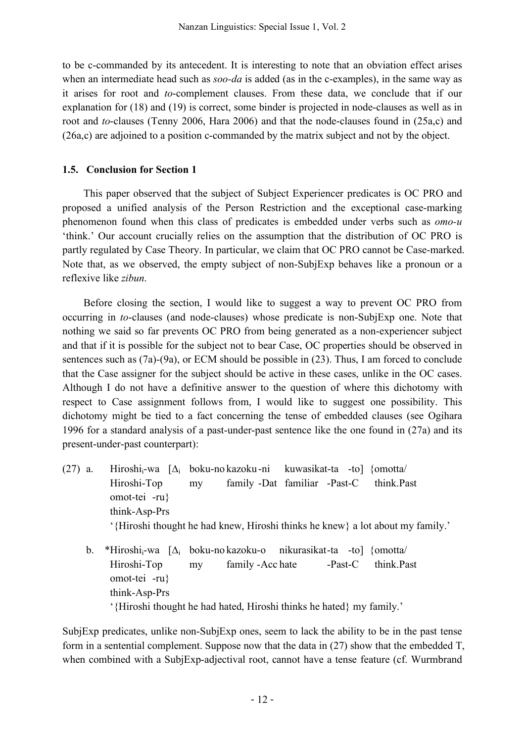to be c-commanded by its antecedent. It is interesting to note that an obviation effect arises when an intermediate head such as *soo-da* is added (as in the c-examples), in the same way as it arises for root and *to*-complement clauses. From these data, we conclude that if our explanation for (18) and (19) is correct, some binder is projected in node-clauses as well as in root and *to*-clauses (Tenny 2006, Hara 2006) and that the node-clauses found in (25a,c) and (26a,c) are adjoined to a position c-commanded by the matrix subject and not by the object.

### 1.5. Conclusion for Section 1

This paper observed that the subject of Subject Experiencer predicates is OC PRO and proposed a unified analysis of the Person Restriction and the exceptional case-marking phenomenon found when this class of predicates is embedded under verbs such as *omo-u* 'think.' Our account crucially relies on the assumption that the distribution of OC PRO is partly regulated by Case Theory. In particular, we claim that OC PRO cannot be Case-marked. Note that, as we observed, the empty subject of non-SubjExp behaves like a pronoun or a reflexive like *zibun*.

Before closing the section, I would like to suggest a way to prevent OC PRO from occurring in *to*-clauses (and node-clauses) whose predicate is non-SubjExp one. Note that nothing we said so far prevents OC PRO from being generated as a non-experiencer subject and that if it is possible for the subject not to bear Case, OC properties should be observed in sentences such as (7a)-(9a), or ECM should be possible in (23). Thus, I am forced to conclude that the Case assigner for the subject should be active in these cases, unlike in the OC cases. Although I do not have a definitive answer to the question of where this dichotomy with respect to Case assignment follows from, I would like to suggest one possibility. This dichotomy might be tied to a fact concerning the tense of embedded clauses (see Ogihara 1996 for a standard analysis of a past-under-past sentence like the one found in (27a) and its present-under-past counterpart):

(27) a. Hiroshi$_i$-wa [$\Delta_i$ boku-no kazoku-ni kuwasikat-ta -to] {omotta/ omot-tei -ru}
Hiroshi-Top my family-Dat familiar -Past-C think.Past think-Asp-Prs
'{Hiroshi thought he had knew, Hiroshi thinks he knew} a lot about my family.'

b. \*Hiroshi$_i$-wa [$\Delta_i$ boku-no kazoku-o nikurasikat-ta -to] {omotta/ omot-tei -ru}
Hiroshi-Top my family-Acc hate -Past-C think.Past think-Asp-Prs
'{Hiroshi thought he had hated, Hiroshi thinks he hated} my family.'

SubjExp predicates, unlike non-SubjExp ones, seem to lack the ability to be in the past tense form in a sentential complement. Suppose now that the data in (27) show that the embedded T, when combined with a SubjExp-adjectival root, cannot have a tense feature (cf. Wurmbrand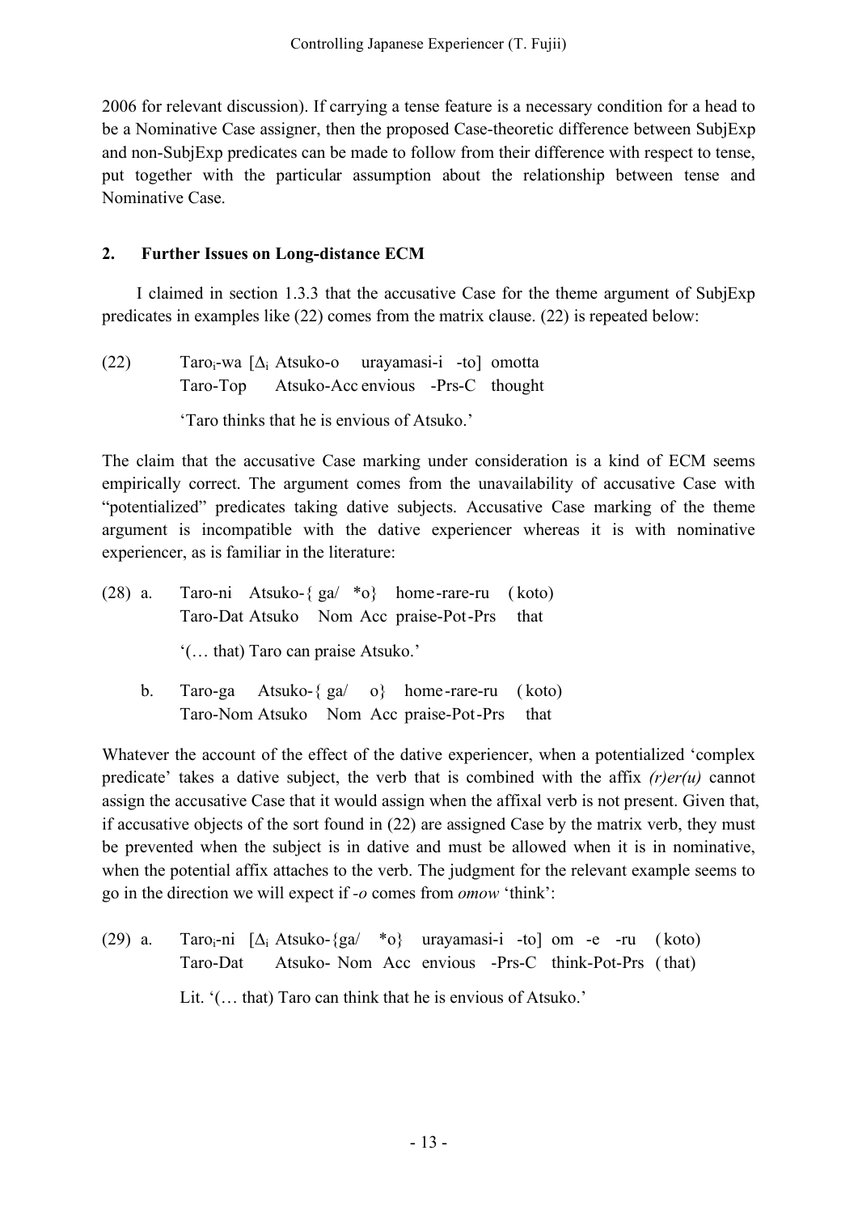2006 for relevant discussion). If carrying a tense feature is a necessary condition for a head to be a Nominative Case assigner, then the proposed Case-theoretic difference between SubjExp and non-SubjExp predicates can be made to follow from their difference with respect to tense, put together with the particular assumption about the relationship between tense and Nominative Case.

## 2. Further Issues on Long-distance ECM

I claimed in section 1.3.3 that the accusative Case for the theme argument of SubjExp predicates in examples like (22) comes from the matrix clause. (22) is repeated below:

(22) Taro$_i$-wa [Δ$_i$ Atsuko-o urayamasi-i -to] omotta
     Taro-Top Atsuko-Acc envious -Prs-C thought

     'Taro thinks that he is envious of Atsuko.'

The claim that the accusative Case marking under consideration is a kind of ECM seems empirically correct. The argument comes from the unavailability of accusative Case with "potentialized" predicates taking dative subjects. Accusative Case marking of the theme argument is incompatible with the dative experiencer whereas it is with nominative experiencer, as is familiar in the literature:

(28) a. Taro-ni Atsuko-{ ga/ *o} home-rare-ru (koto)
        Taro-Dat Atsuko Nom Acc praise-Pot-Prs that

        '(… that) Taro can praise Atsuko.'

     b. Taro-ga Atsuko-{ ga/ o} home-rare-ru (koto)
        Taro-Nom Atsuko Nom Acc praise-Pot-Prs that

Whatever the account of the effect of the dative experiencer, when a potentialized 'complex predicate' takes a dative subject, the verb that is combined with the affix *(r)er(u)* cannot assign the accusative Case that it would assign when the affixal verb is not present. Given that, if accusative objects of the sort found in (22) are assigned Case by the matrix verb, they must be prevented when the subject is in dative and must be allowed when it is in nominative, when the potential affix attaches to the verb. The judgment for the relevant example seems to go in the direction we will expect if *-o* comes from *omow* 'think':

(29) a. Taro$_i$-ni [Δ$_i$ Atsuko-{ga/ *o} urayamasi-i -to] om -e -ru (koto)
        Taro-Dat Atsuko- Nom Acc envious -Prs-C think-Pot-Prs (that)

        Lit. '(… that) Taro can think that he is envious of Atsuko.'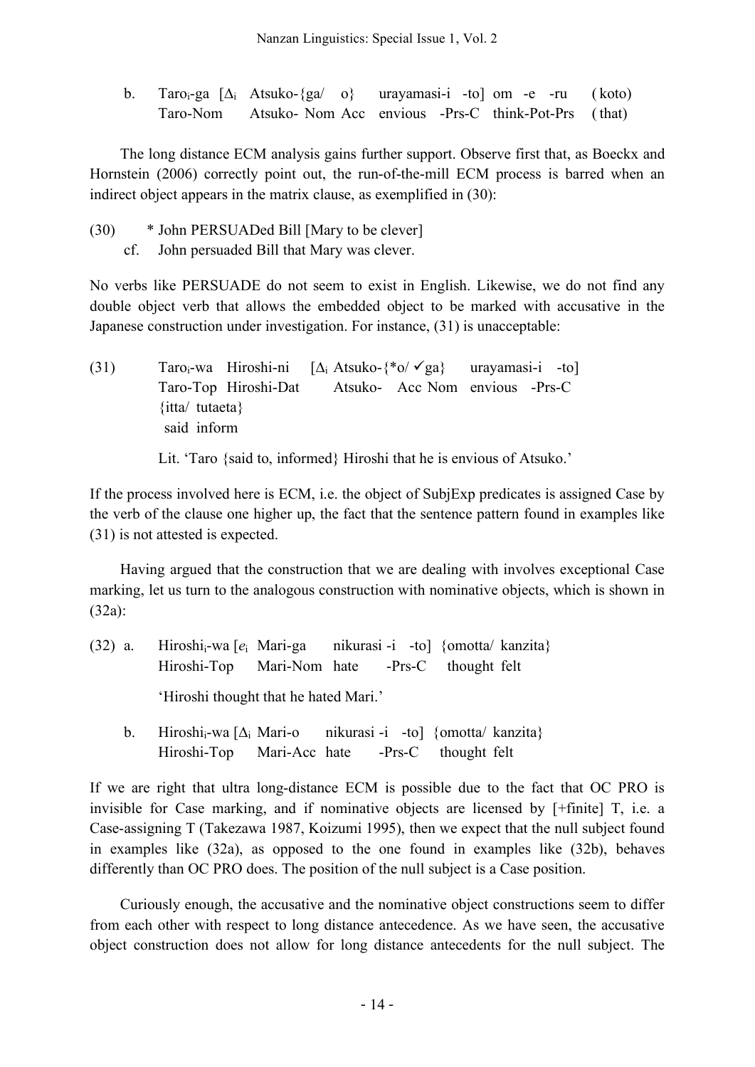b. Taro$_i$-ga [$\Delta_i$ Atsuko-{ga/ o} urayamasi-i -to] om -e -ru (koto)
   Taro-Nom Atsuko- Nom Acc envious -Prs-C think-Pot-Prs (that)

The long distance ECM analysis gains further support. Observe first that, as Boeckx and Hornstein (2006) correctly point out, the run-of-the-mill ECM process is barred when an indirect object appears in the matrix clause, as exemplified in (30):

(30) * John PERSUADed Bill [Mary to be clever]
   cf. John persuaded Bill that Mary was clever.

No verbs like PERSUADE do not seem to exist in English. Likewise, we do not find any double object verb that allows the embedded object to be marked with accusative in the Japanese construction under investigation. For instance, (31) is unacceptable:

(31) Taro$_i$-wa Hiroshi-ni [$\Delta_i$ Atsuko-{*o/ ✓ga} urayamasi-i -to]
   Taro-Top Hiroshi-Dat Atsuko- Acc Nom envious -Prs-C
   {itta/ tutaeta}
   said inform

   Lit. 'Taro {said to, informed} Hiroshi that he is envious of Atsuko.'

If the process involved here is ECM, i.e. the object of SubjExp predicates is assigned Case by the verb of the clause one higher up, the fact that the sentence pattern found in examples like (31) is not attested is expected.

Having argued that the construction that we are dealing with involves exceptional Case marking, let us turn to the analogous construction with nominative objects, which is shown in (32a):

(32) a. Hiroshi$_i$-wa [$e_i$ Mari-ga nikurasi -i -to] {omotta/ kanzita}
   Hiroshi-Top Mari-Nom hate -Prs-C thought felt

   'Hiroshi thought that he hated Mari.'

b. Hiroshi$_i$-wa [$\Delta_i$ Mari-o nikurasi -i -to] {omotta/ kanzita}
   Hiroshi-Top Mari-Acc hate -Prs-C thought felt

If we are right that ultra long-distance ECM is possible due to the fact that OC PRO is invisible for Case marking, and if nominative objects are licensed by [+finite] T, i.e. a Case-assigning T (Takezawa 1987, Koizumi 1995), then we expect that the null subject found in examples like (32a), as opposed to the one found in examples like (32b), behaves differently than OC PRO does. The position of the null subject is a Case position.

Curiously enough, the accusative and the nominative object constructions seem to differ from each other with respect to long distance antecedence. As we have seen, the accusative object construction does not allow for long distance antecedents for the null subject. The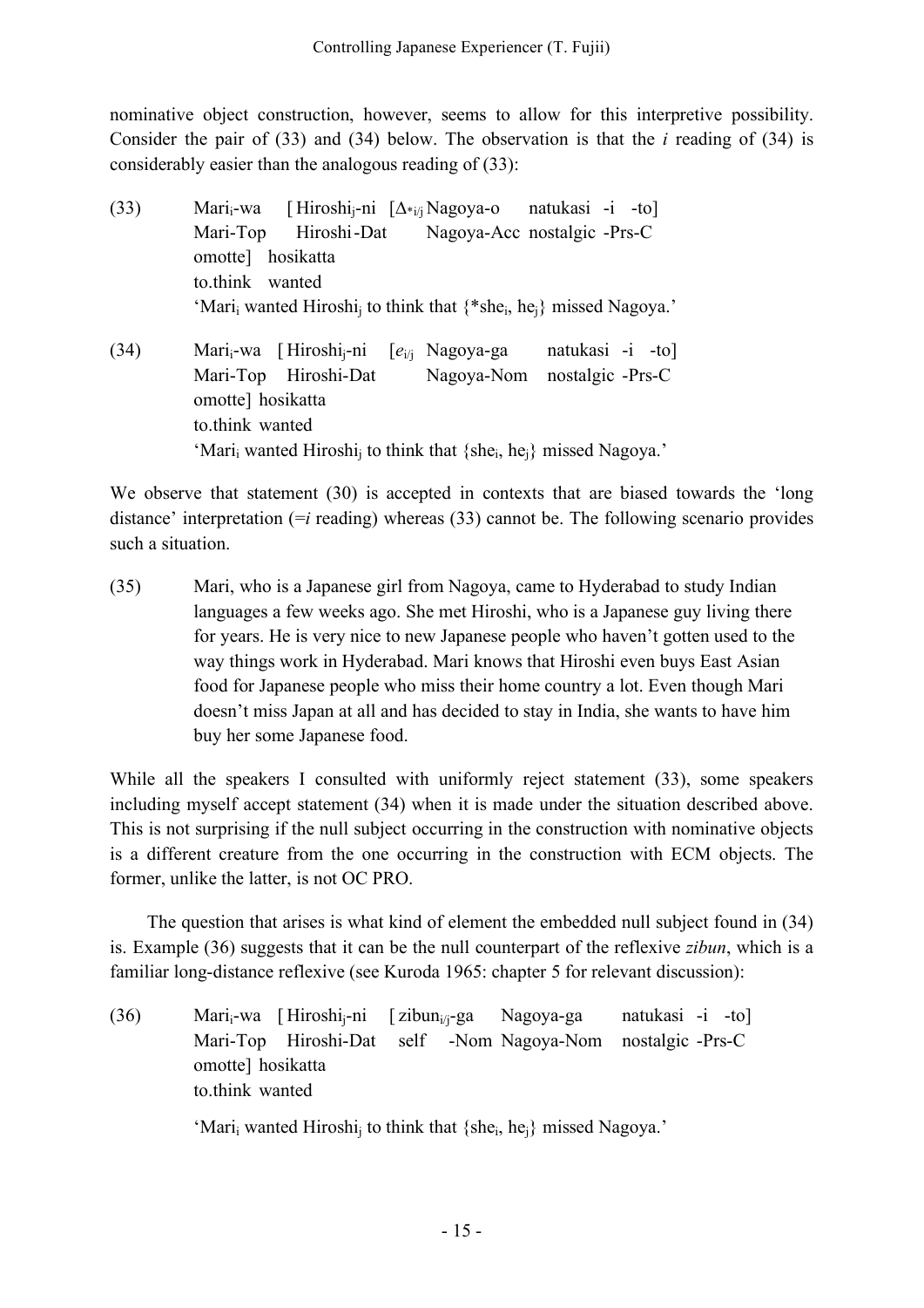nominative object construction, however, seems to allow for this interpretive possibility. Consider the pair of (33) and (34) below. The observation is that the *i* reading of (34) is considerably easier than the analogous reading of (33):

(33) Mari$_i$-wa [ Hiroshi$_j$-ni [$\Delta_{*i/j}$ Nagoya-o natukasi -i -to]
Mari-Top Hiroshi-Dat Nagoya-Acc nostalgic -Prs-C
omotte] hosikatta
to.think wanted
'Mari$_i$ wanted Hiroshi$_j$ to think that {*she$_i$, he$_j$} missed Nagoya.'

(34) Mari$_i$-wa [ Hiroshi$_j$-ni [$e_{i/j}$ Nagoya-ga natukasi -i -to]
Mari-Top Hiroshi-Dat Nagoya-Nom nostalgic -Prs-C
omotte] hosikatta
to.think wanted
'Mari$_i$ wanted Hiroshi$_j$ to think that {she$_i$, he$_j$} missed Nagoya.'

We observe that statement (30) is accepted in contexts that are biased towards the 'long distance' interpretation (=*i* reading) whereas (33) cannot be. The following scenario provides such a situation.

(35) Mari, who is a Japanese girl from Nagoya, came to Hyderabad to study Indian languages a few weeks ago. She met Hiroshi, who is a Japanese guy living there for years. He is very nice to new Japanese people who haven't gotten used to the way things work in Hyderabad. Mari knows that Hiroshi even buys East Asian food for Japanese people who miss their home country a lot. Even though Mari doesn't miss Japan at all and has decided to stay in India, she wants to have him buy her some Japanese food.

While all the speakers I consulted with uniformly reject statement (33), some speakers including myself accept statement (34) when it is made under the situation described above. This is not surprising if the null subject occurring in the construction with nominative objects is a different creature from the one occurring in the construction with ECM objects. The former, unlike the latter, is not OC PRO.

The question that arises is what kind of element the embedded null subject found in (34) is. Example (36) suggests that it can be the null counterpart of the reflexive *zibun*, which is a familiar long-distance reflexive (see Kuroda 1965: chapter 5 for relevant discussion):

(36) Mari$_i$-wa [ Hiroshi$_j$-ni [ zibun$_{i/j}$-ga Nagoya-ga natukasi -i -to]
Mari-Top Hiroshi-Dat self -Nom Nagoya-Nom nostalgic -Prs-C
omotte] hosikatta
to.think wanted

'Mari$_i$ wanted Hiroshi$_j$ to think that {she$_i$, he$_j$} missed Nagoya.'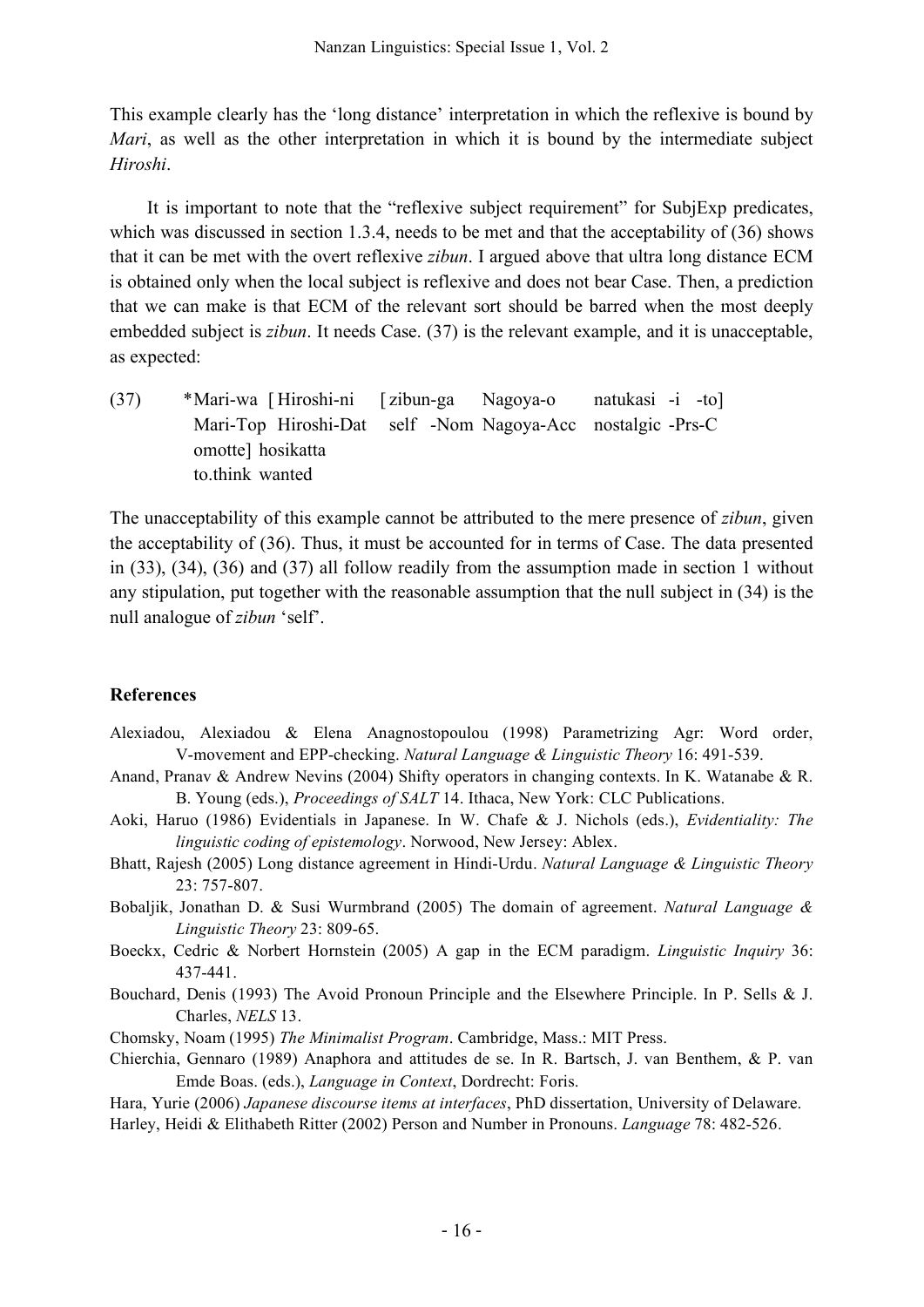This example clearly has the 'long distance' interpretation in which the reflexive is bound by *Mari*, as well as the other interpretation in which it is bound by the intermediate subject *Hiroshi*.

It is important to note that the "reflexive subject requirement" for SubjExp predicates, which was discussed in section 1.3.4, needs to be met and that the acceptability of (36) shows that it can be met with the overt reflexive *zibun*. I argued above that ultra long distance ECM is obtained only when the local subject is reflexive and does not bear Case. Then, a prediction that we can make is that ECM of the relevant sort should be barred when the most deeply embedded subject is *zibun*. It needs Case. (37) is the relevant example, and it is unacceptable, as expected:

```
(37)   *Mari-wa  [Hiroshi-ni   [zibun-ga   Nagoya-o     natukasi -i   -to]
        Mari-Top  Hiroshi-Dat   self  -Nom Nagoya-Acc   nostalgic -Prs-C
        omotte] hosikatta
        to.think wanted
```

The unacceptability of this example cannot be attributed to the mere presence of *zibun*, given the acceptability of (36). Thus, it must be accounted for in terms of Case. The data presented in (33), (34), (36) and (37) all follow readily from the assumption made in section 1 without any stipulation, put together with the reasonable assumption that the null subject in (34) is the null analogue of *zibun* 'self'.

## References

Alexiadou, Alexiadou & Elena Anagnostopoulou (1998) Parametrizing Agr: Word order, V-movement and EPP-checking. *Natural Language & Linguistic Theory* 16: 491-539.

Anand, Pranav & Andrew Nevins (2004) Shifty operators in changing contexts. In K. Watanabe & R. B. Young (eds.), *Proceedings of SALT* 14. Ithaca, New York: CLC Publications.

Aoki, Haruo (1986) Evidentials in Japanese. In W. Chafe & J. Nichols (eds.), *Evidentiality: The linguistic coding of epistemology*. Norwood, New Jersey: Ablex.

Bhatt, Rajesh (2005) Long distance agreement in Hindi-Urdu. *Natural Language & Linguistic Theory* 23: 757-807.

Bobaljik, Jonathan D. & Susi Wurmbrand (2005) The domain of agreement. *Natural Language & Linguistic Theory* 23: 809-65.

Boeckx, Cedric & Norbert Hornstein (2005) A gap in the ECM paradigm. *Linguistic Inquiry* 36: 437-441.

Bouchard, Denis (1993) The Avoid Pronoun Principle and the Elsewhere Principle. In P. Sells & J. Charles, *NELS* 13.

Chomsky, Noam (1995) *The Minimalist Program*. Cambridge, Mass.: MIT Press.

Chierchia, Gennaro (1989) Anaphora and attitudes de se. In R. Bartsch, J. van Benthem, & P. van Emde Boas. (eds.), *Language in Context*, Dordrecht: Foris.

Hara, Yurie (2006) *Japanese discourse items at interfaces*, PhD dissertation, University of Delaware.

Harley, Heidi & Elithabeth Ritter (2002) Person and Number in Pronouns. *Language* 78: 482-526.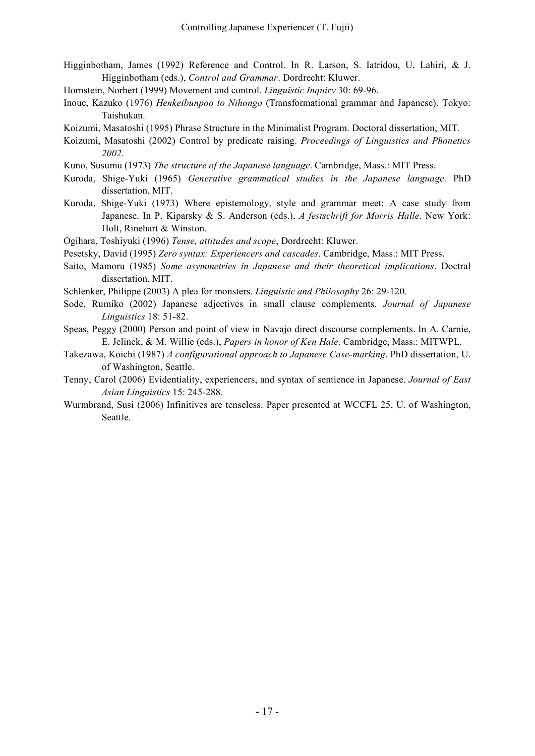Higginbotham, James (1992) Reference and Control. In R. Larson, S. Iatridou, U. Lahiri, & J. Higginbotham (eds.), *Control and Grammar*. Dordrecht: Kluwer.

Hornstein, Norbert (1999) Movement and control. *Linguistic Inquiry* 30: 69-96.

Inoue, Kazuko (1976) *Henkeibunpoo to Nihongo* (Transformational grammar and Japanese). Tokyo: Taishukan.

Koizumi, Masatoshi (1995) Phrase Structure in the Minimalist Program. Doctoral dissertation, MIT.

Koizumi, Masatoshi (2002) Control by predicate raising. *Proceedings of Linguistics and Phonetics 2002*.

Kuno, Susumu (1973) *The structure of the Japanese language*. Cambridge, Mass.: MIT Press.

Kuroda, Shige-Yuki (1965) *Generative grammatical studies in the Japanese language*. PhD dissertation, MIT.

Kuroda, Shige-Yuki (1973) Where epistemology, style and grammar meet: A case study from Japanese. In P. Kiparsky & S. Anderson (eds.), *A festschrift for Morris Halle*. New York: Holt, Rinehart & Winston.

Ogihara, Toshiyuki (1996) *Tense, attitudes and scope*, Dordrecht: Kluwer.

Pesetsky, David (1995) *Zero syntax: Experiencers and cascades*. Cambridge, Mass.: MIT Press.

Saito, Mamoru (1985) *Some asymmetries in Japanese and their theoretical implications*. Doctral dissertation, MIT.

Schlenker, Philippe (2003) A plea for monsters. *Linguistic and Philosophy* 26: 29-120.

Sode, Rumiko (2002) Japanese adjectives in small clause complements. *Journal of Japanese Linguistics* 18: 51-82.

Speas, Peggy (2000) Person and point of view in Navajo direct discourse complements. In A. Carnie, E. Jelinek, & M. Willie (eds.), *Papers in honor of Ken Hale*. Cambridge, Mass.: MITWPL.

Takezawa, Koichi (1987) *A configurational approach to Japanese Case-marking*. PhD dissertation, U. of Washington, Seattle.

Tenny, Carol (2006) Evidentiality, experiencers, and syntax of sentience in Japanese. *Journal of East Asian Linguistics* 15: 245-288.

Wurmbrand, Susi (2006) Infinitives are tenseless. Paper presented at WCCFL 25, U. of Washington, Seattle.